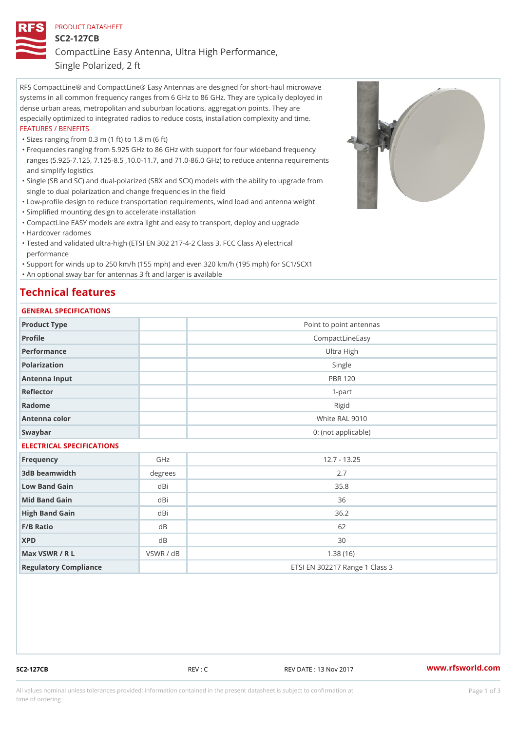PRODUCT DATASHEET

# SC2-127CB

## CompactLine Easy Antenna, Ultra High Performance, Single Polarized, 2 ft

RFS CompactLine® and CompactLine® Easy Antennas are designed for short-haul microwave systems in all common frequency ranges from 6 GHz to 86 GHz. They are typically deployed in dense urban areas, metropolitan and suburban locations, aggregation points. They are especially optimized to integrated radios to reduce costs, installation complexity and time.

FEATURES / BENEFITS

- Sizes ranging from 0.3 m (1 ft) to 1.8 m (6 ft)
- Frequencies ranging from 5.925 GHz to 86 GHz with support for four wideband frequency ranges (5.925-7.125, 7.125-8.5 ,10.0-11.7, and 71.0-86.0 GHz) to reduce antenna requirements and simplify logistics
- Single (SB and SC) and dual-polarized (SBX and SCX) models with the ability to upgrade from single to dual polarization and change frequencies in the field
- Low-profile design to reduce transportation requirements, wind load and antenna weight
- Simplified mounting design to accelerate installation
- CompactLine EASY models are extra light and easy to transport, deploy and upgrade
- Hardcover radomes
- Tested and validated ultra-high (ETSI EN 302 217-4-2 Class 3, FCC Class A) electrical performance
- Support for winds up to 250 km/h (155 mph) and even 320 km/h (195 mph) for SC1/SCX1
- An optional sway bar for antennas 3 ft and larger is available

## Technical features

### GENERAL SPECIFICATIONS

| | | |
|---|---|---|
| Product Type | | Point to point antennas |
| Profile | | CompactLineEasy |
| Performance | | Ultra High |
| Polarization | | Single |
| Antenna Input | | PBR 120 |
| Reflector | | 1-part |
| Radome | | Rigid |
| Antenna color | | White RAL 9010 |
| Swaybar | | 0: (not applicable) |

### ELECTRICAL SPECIFICATIONS

| | | |
|---|---|---|
| Frequency | GHz | 12.7 - 13.25 |
| 3dB beamwidth | degrees | 2.7 |
| Low Band Gain | dBi | 35.8 |
| Mid Band Gain | dBi | 36 |
| High Band Gain | dBi | 36.2 |
| F/B Ratio | dB | 62 |
| XPD | dB | 30 |
| Max VSWR / R L | VSWR / dB | 1.38 (16) |
| Regulatory Compliance | | ETSI EN 302217 Range 1 Class 3 |

SC2-127CB REV : C REV DATE : 13 Nov 2017 www.rfsworld.com

All values nominal unless tolerances provided; information contained in the present datasheet is subject to confirmation at time of ordering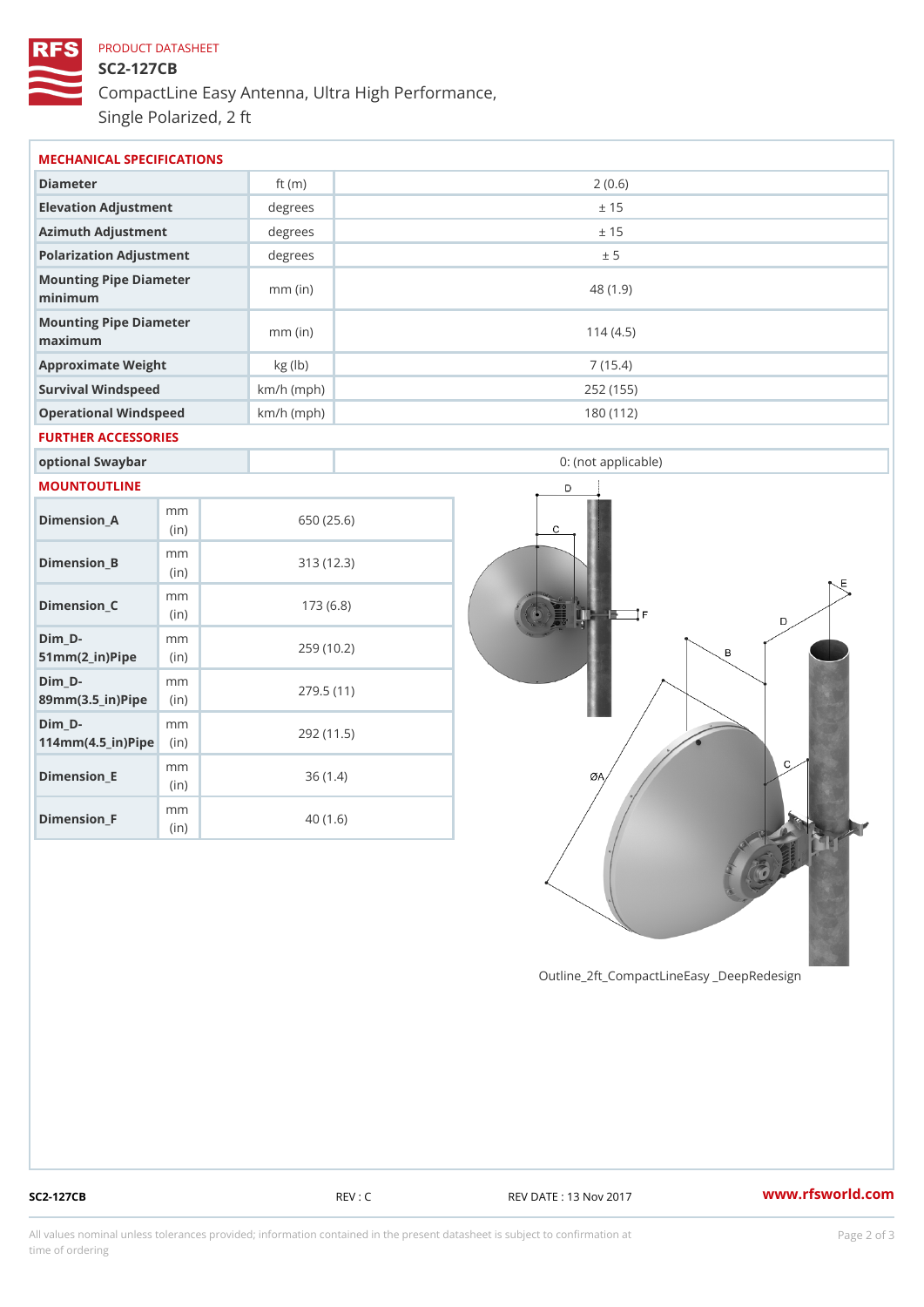PRODUCT DATASHEET

# SC2-127CB

## CompactLine Easy Antenna, Ultra High Performance, Single Polarized, 2 ft

### MECHANICAL SPECIFICATIONS

| Diameter | ft (m) | 2 (0.6) |
|---|---|---|
| Elevation Adjustment | degrees | ± 15 |
| Azimuth Adjustment | degrees | ± 15 |
| Polarization Adjustment | degrees | ± 5 |
| Mounting Pipe Diameter minimum | mm (in) | 48 (1.9) |
| Mounting Pipe Diameter maximum | mm (in) | 114 (4.5) |
| Approximate Weight | kg (lb) | 7 (15.4) |
| Survival Windspeed | km/h (mph) | 252 (155) |
| Operational Windspeed | km/h (mph) | 180 (112) |

### FURTHER ACCESSORIES

| optional Swaybar | | 0: (not applicable) |
|---|---|---|

### MOUNTOUTLINE

| Dimension_A | mm (in) | 650 (25.6) |
|---|---|---|
| Dimension_B | mm (in) | 313 (12.3) |
| Dimension_C | mm (in) | 173 (6.8) |
| Dim_D-51mm(2_in)Pipe | mm (in) | 259 (10.2) |
| Dim_D-89mm(3.5_in)Pipe | mm (in) | 279.5 (11) |
| Dim_D-114mm(4.5_in)Pipe | mm (in) | 292 (11.5) |
| Dimension_E | mm (in) | 36 (1.4) |
| Dimension_F | mm (in) | 40 (1.6) |

Outline_2ft_CompactLineEasy _DeepRedesign

SC2-127CB REV : C REV DATE : 13 Nov 2017 www.rfsworld.com

All values nominal unless tolerances provided; information contained in the present datasheet is subject to confirmation at time of ordering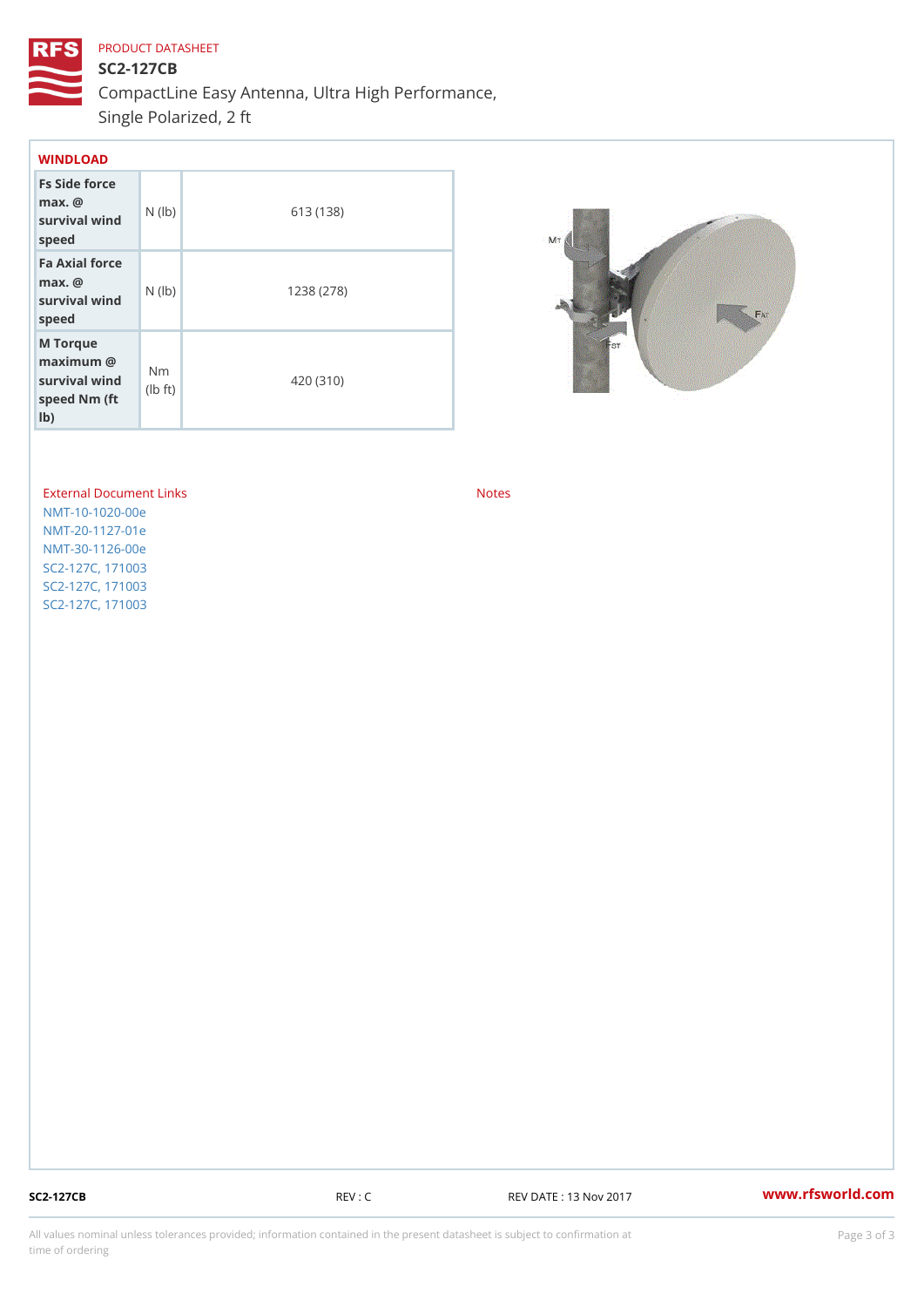PRODUCT DATASHEET

# SC2-127CB

## CompactLine Easy Antenna, Ultra High Performance, Single Polarized, 2 ft

### WINDLOAD

| | | |
|---|---|---|
| Fs Side force max. @ survival wind speed | N (lb) | 613 (138) |
| Fa Axial force max. @ survival wind speed | N (lb) | 1238 (278) |
| M Torque maximum @ survival wind speed Nm (ft lb) | Nm (lb ft) | 420 (310) |

External Document Links

NMT-10-1020-00e
NMT-20-1127-01e
NMT-30-1126-00e
SC2-127C, 171003
SC2-127C, 171003
SC2-127C, 171003

Notes

SC2-127CB REV : C REV DATE : 13 Nov 2017 www.rfsworld.com

All values nominal unless tolerances provided; information contained in the present datasheet is subject to confirmation at time of ordering